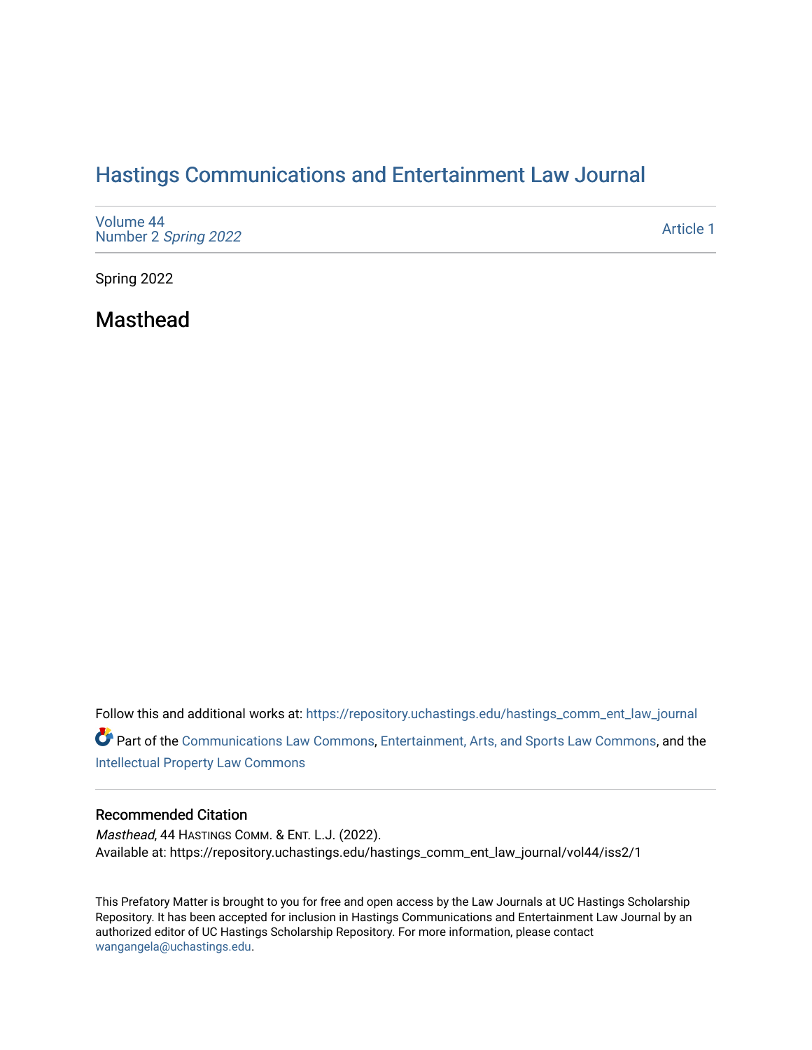# Hastings Communications and Entertainment Law Journal

Volume 44
Number 2 *Spring 2022*

Article 1

Spring 2022

## Masthead

Follow this and additional works at: https://repository.uchastings.edu/hastings_comm_ent_law_journal

Part of the Communications Law Commons, Entertainment, Arts, and Sports Law Commons, and the Intellectual Property Law Commons

### Recommended Citation

*Masthead*, 44 HASTINGS COMM. & ENT. L.J. (2022).
Available at: https://repository.uchastings.edu/hastings_comm_ent_law_journal/vol44/iss2/1

This Prefatory Matter is brought to you for free and open access by the Law Journals at UC Hastings Scholarship Repository. It has been accepted for inclusion in Hastings Communications and Entertainment Law Journal by an authorized editor of UC Hastings Scholarship Repository. For more information, please contact wangangela@uchastings.edu.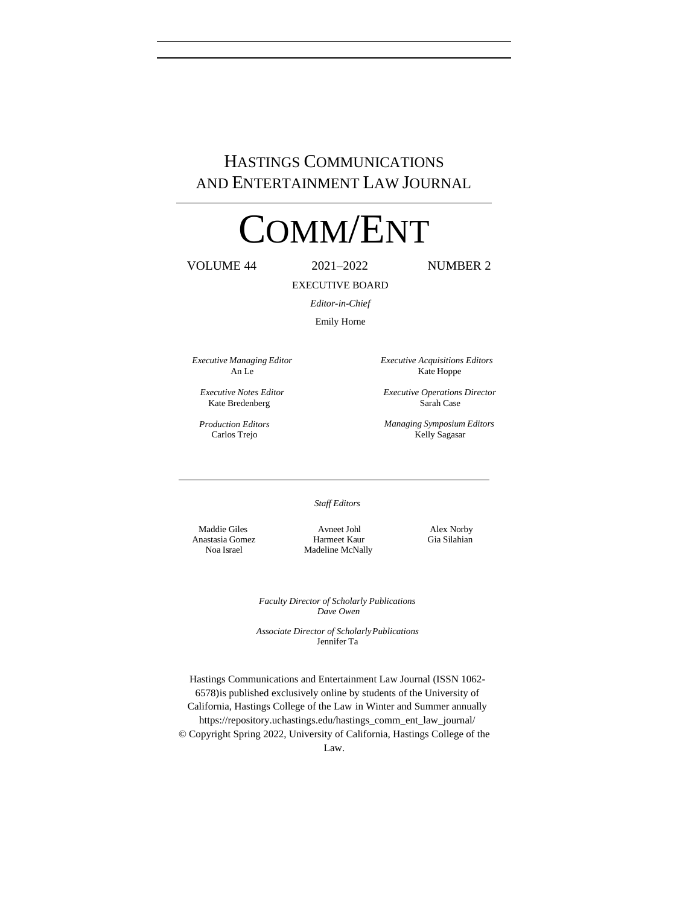# HASTINGS COMMUNICATIONS AND ENTERTAINMENT LAW JOURNAL

# COMM/ENT

VOLUME 44 2021–2022 NUMBER 2

EXECUTIVE BOARD

*Editor-in-Chief*
Emily Horne

*Executive Managing Editor*
An Le

*Executive Acquisitions Editors*
Kate Hoppe

*Executive Notes Editor*
Kate Bredenberg

*Executive Operations Director*
Sarah Case

*Production Editors*
Carlos Trejo

*Managing Symposium Editors*
Kelly Sagasar

*Staff Editors*

Maddie Giles
Anastasia Gomez
Noa Israel
Avneet Johl
Harmeet Kaur
Madeline McNally
Alex Norby
Gia Silahian

*Faculty Director of Scholarly Publications*
*Dave Owen*

*Associate Director of Scholarly Publications*
Jennifer Ta

Hastings Communications and Entertainment Law Journal (ISSN 1062-6578)is published exclusively online by students of the University of California, Hastings College of the Law in Winter and Summer annually
https://repository.uchastings.edu/hastings_comm_ent_law_journal/
© Copyright Spring 2022, University of California, Hastings College of the Law.